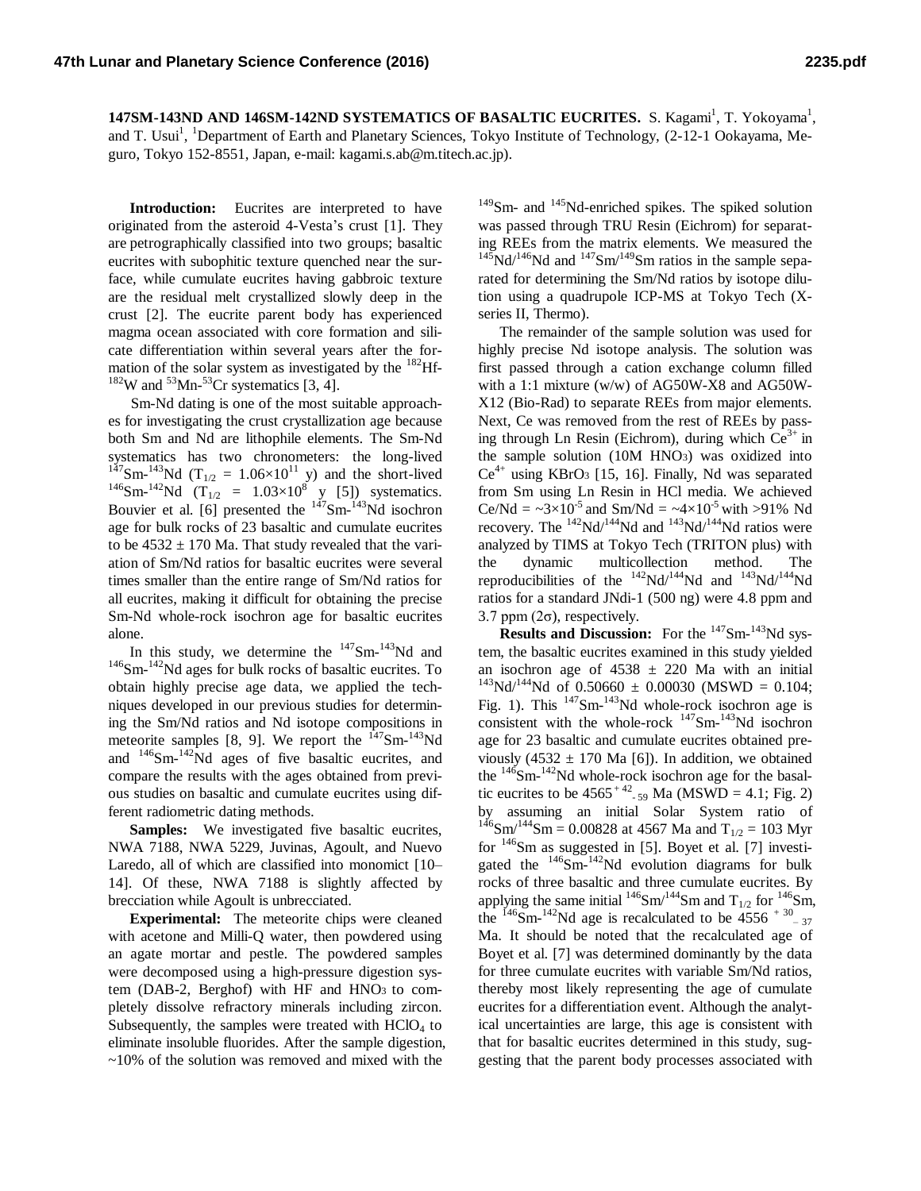# $^{147}$SM-$^{143}$ND AND $^{146}$SM-$^{142}$ND SYSTEMATICS OF BASALTIC EUCRITES.

S. Kagami[1], T. Yokoyama[1], and T. Usui[1], [1]Department of Earth and Planetary Sciences, Tokyo Institute of Technology, (2-12-1 Ookayama, Meguro, Tokyo 152-8551, Japan, e-mail: kagami.s.ab@m.titech.ac.jp).

**Introduction:** Eucrites are interpreted to have originated from the asteroid 4-Vesta's crust [1]. They are petrographically classified into two groups; basaltic eucrites with subophitic texture quenched near the surface, while cumulate eucrites having gabbroic texture are the residual melt crystallized slowly deep in the crust [2]. The eucrite parent body has experienced magma ocean associated with core formation and silicate differentiation within several years after the formation of the solar system as investigated by the $^{182}$Hf-$^{182}$W and $^{53}$Mn-$^{53}$Cr systematics [3, 4].

Sm-Nd dating is one of the most suitable approaches for investigating the crust crystallization age because both Sm and Nd are lithophile elements. The Sm-Nd systematics has two chronometers: the long-lived $^{147}$Sm-$^{143}$Nd ($T_{1/2}$ = $1.06\times10^{11}$ y) and the short-lived $^{146}$Sm-$^{142}$Nd ($T_{1/2}$ = $1.03\times10^{8}$ y [5]) systematics. Bouvier et al. [6] presented the $^{147}$Sm-$^{143}$Nd isochron age for bulk rocks of 23 basaltic and cumulate eucrites to be 4532 ± 170 Ma. That study revealed that the variation of Sm/Nd ratios for basaltic eucrites were several times smaller than the entire range of Sm/Nd ratios for all eucrites, making it difficult for obtaining the precise Sm-Nd whole-rock isochron age for basaltic eucrites alone.

In this study, we determine the $^{147}$Sm-$^{143}$Nd and $^{146}$Sm-$^{142}$Nd ages for bulk rocks of basaltic eucrites. To obtain highly precise age data, we applied the techniques developed in our previous studies for determining the Sm/Nd ratios and Nd isotope compositions in meteorite samples [8, 9]. We report the $^{147}$Sm-$^{143}$Nd and $^{146}$Sm-$^{142}$Nd ages of five basaltic eucrites, and compare the results with the ages obtained from previous studies on basaltic and cumulate eucrites using different radiometric dating methods.

**Samples:** We investigated five basaltic eucrites, NWA 7188, NWA 5229, Juvinas, Agoult, and Nuevo Laredo, all of which are classified into monomict [10–14]. Of these, NWA 7188 is slightly affected by brecciation while Agoult is unbrecciated.

**Experimental:** The meteorite chips were cleaned with acetone and Milli-Q water, then powdered using an agate mortar and pestle. The powdered samples were decomposed using a high-pressure digestion system (DAB-2, Berghof) with HF and $HNO_3$ to completely dissolve refractory minerals including zircon. Subsequently, the samples were treated with $HClO_4$ to eliminate insoluble fluorides. After the sample digestion, ~10% of the solution was removed and mixed with the $^{149}$Sm- and $^{145}$Nd-enriched spikes. The spiked solution was passed through TRU Resin (Eichrom) for separating REEs from the matrix elements. We measured the $^{145}$Nd/$^{146}$Nd and $^{147}$Sm/$^{149}$Sm ratios in the sample separated for determining the Sm/Nd ratios by isotope dilution using a quadrupole ICP-MS at Tokyo Tech (X-series II, Thermo).

The remainder of the sample solution was used for highly precise Nd isotope analysis. The solution was first passed through a cation exchange column filled with a 1:1 mixture (w/w) of AG50W-X8 and AG50W-X12 (Bio-Rad) to separate REEs from major elements. Next, Ce was removed from the rest of REEs by passing through Ln Resin (Eichrom), during which $Ce^{3+}$ in the sample solution (10M $HNO_3$) was oxidized into $Ce^{4+}$ using $KBrO_3$ [15, 16]. Finally, Nd was separated from Sm using Ln Resin in HCl media. We achieved Ce/Nd = ~$3\times10^{-5}$ and Sm/Nd = ~$4\times10^{-5}$ with >91% Nd recovery. The $^{142}$Nd/$^{144}$Nd and $^{143}$Nd/$^{144}$Nd ratios were analyzed by TIMS at Tokyo Tech (TRITON plus) with the dynamic multicollection method. The reproducibilities of the $^{142}$Nd/$^{144}$Nd and $^{143}$Nd/$^{144}$Nd ratios for a standard JNdi-1 (500 ng) were 4.8 ppm and 3.7 ppm (2σ), respectively.

**Results and Discussion:** For the $^{147}$Sm-$^{143}$Nd system, the basaltic eucrites examined in this study yielded an isochron age of 4538 ± 220 Ma with an initial $^{143}$Nd/$^{144}$Nd of 0.50660 ± 0.00030 (MSWD = 0.104; Fig. 1). This $^{147}$Sm-$^{143}$Nd whole-rock isochron age is consistent with the whole-rock $^{147}$Sm-$^{143}$Nd isochron age for 23 basaltic and cumulate eucrites obtained previously (4532 ± 170 Ma [6]). In addition, we obtained the $^{146}$Sm-$^{142}$Nd whole-rock isochron age for the basaltic eucrites to be $4565^{+42}_{-59}$ Ma (MSWD = 4.1; Fig. 2) by assuming an initial Solar System ratio of $^{146}$Sm/$^{144}$Sm = 0.00828 at 4567 Ma and $T_{1/2}$ = 103 Myr for $^{146}$Sm as suggested in [5]. Boyet et al. [7] investigated the $^{146}$Sm-$^{142}$Nd evolution diagrams for bulk rocks of three basaltic and three cumulate eucrites. By applying the same initial $^{146}$Sm/$^{144}$Sm and $T_{1/2}$ for $^{146}$Sm, the $^{146}$Sm-$^{142}$Nd age is recalculated to be $4556^{+30}_{-37}$ Ma. It should be noted that the recalculated age of Boyet et al. [7] was determined dominantly by the data for three cumulate eucrites with variable Sm/Nd ratios, thereby most likely representing the age of cumulate eucrites for a differentiation event. Although the analytical uncertainties are large, this age is consistent with that for basaltic eucrites determined in this study, suggesting that the parent body processes associated with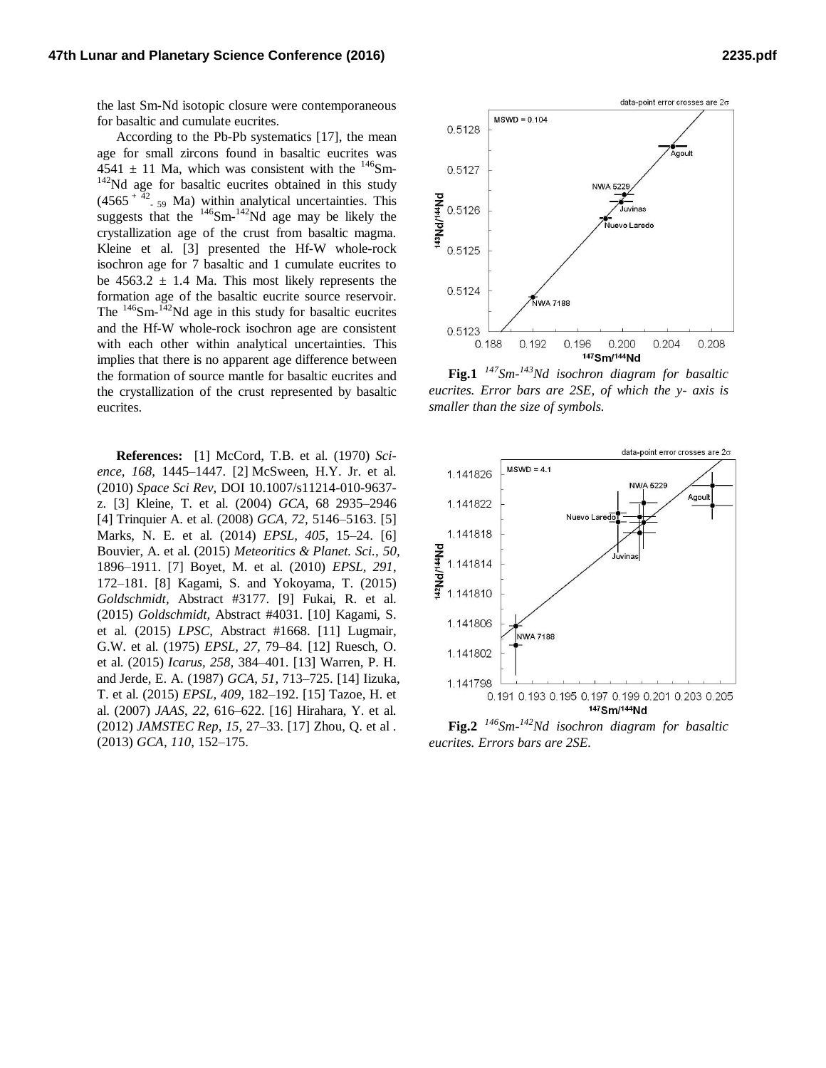the last Sm-Nd isotopic closure were contemporaneous for basaltic and cumulate eucrites.

According to the Pb-Pb systematics [17], the mean age for small zircons found in basaltic eucrites was 4541 ± 11 Ma, which was consistent with the $^{146}$Sm-$^{142}$Nd age for basaltic eucrites obtained in this study ($4565^{+42}_{-59}$ Ma) within analytical uncertainties. This suggests that the $^{146}$Sm-$^{142}$Nd age may be likely the crystallization age of the crust from basaltic magma. Kleine et al. [3] presented the Hf-W whole-rock isochron age for 7 basaltic and 1 cumulate eucrites to be 4563.2 ± 1.4 Ma. This most likely represents the formation age of the basaltic eucrite source reservoir. The $^{146}$Sm-$^{142}$Nd age in this study for basaltic eucrites and the Hf-W whole-rock isochron age are consistent with each other within analytical uncertainties. This implies that there is no apparent age difference between the formation of source mantle for basaltic eucrites and the crystallization of the crust represented by basaltic eucrites.

**References:** [1] McCord, T.B. et al. (1970) *Science, 168,* 1445–1447. [2] McSween, H.Y. Jr. et al. (2010) *Space Sci Rev,* DOI 10.1007/s11214-010-9637-z. [3] Kleine, T. et al. (2004) *GCA,* 68 2935–2946 [4] Trinquier A. et al. (2008) *GCA, 72,* 5146–5163. [5] Marks, N. E. et al. (2014) *EPSL, 405,* 15–24. [6] Bouvier, A. et al. (2015) *Meteoritics & Planet. Sci., 50,* 1896–1911. [7] Boyet, M. et al. (2010) *EPSL, 291,* 172–181. [8] Kagami, S. and Yokoyama, T. (2015) *Goldschmidt,* Abstract #3177. [9] Fukai, R. et al. (2015) *Goldschmidt,* Abstract #4031. [10] Kagami, S. et al. (2015) *LPSC,* Abstract #1668. [11] Lugmair, G.W. et al. (1975) *EPSL, 27,* 79–84. [12] Ruesch, O. et al. (2015) *Icarus, 258,* 384–401. [13] Warren, P. H. and Jerde, E. A. (1987) *GCA, 51,* 713–725. [14] Iizuka, T. et al. (2015) *EPSL, 409,* 182–192. [15] Tazoe, H. et al. (2007) *JAAS, 22,* 616–622. [16] Hirahara, Y. et al. (2012) *JAMSTEC Rep, 15,* 27–33. [17] Zhou, Q. et al . (2013) *GCA, 110,* 152–175.

data-point error crosses are 2σ

MSWD = 0.104

Agoult
NWA 5229
Juvinas
Nuevo Laredo
NWA 7188

0.5123
0.5124
0.5125
0.5126
0.5127
0.5128

0.188 0.192 0.196 0.200 0.204 0.208

$^{143}$Nd/$^{144}$Nd

$^{147}$Sm/$^{144}$Nd

**Fig.1** *$^{147}$Sm-$^{143}$Nd isochron diagram for basaltic eucrites. Error bars are 2SE, of which the y- axis is smaller than the size of symbols.*

data-point error crosses are 2σ

MSWD = 4.1

NWA 5229
Agoult
Nuevo Laredo
Juvinas
NWA 7188

1.141798
1.141802
1.141806
1.141810
1.141814
1.141818
1.141822
1.141826

0.191 0.193 0.195 0.197 0.199 0.201 0.203 0.205

$^{142}$Nd/$^{144}$Nd

$^{147}$Sm/$^{144}$Nd

**Fig.2** *$^{146}$Sm-$^{142}$Nd isochron diagram for basaltic eucrites. Errors bars are 2SE.*